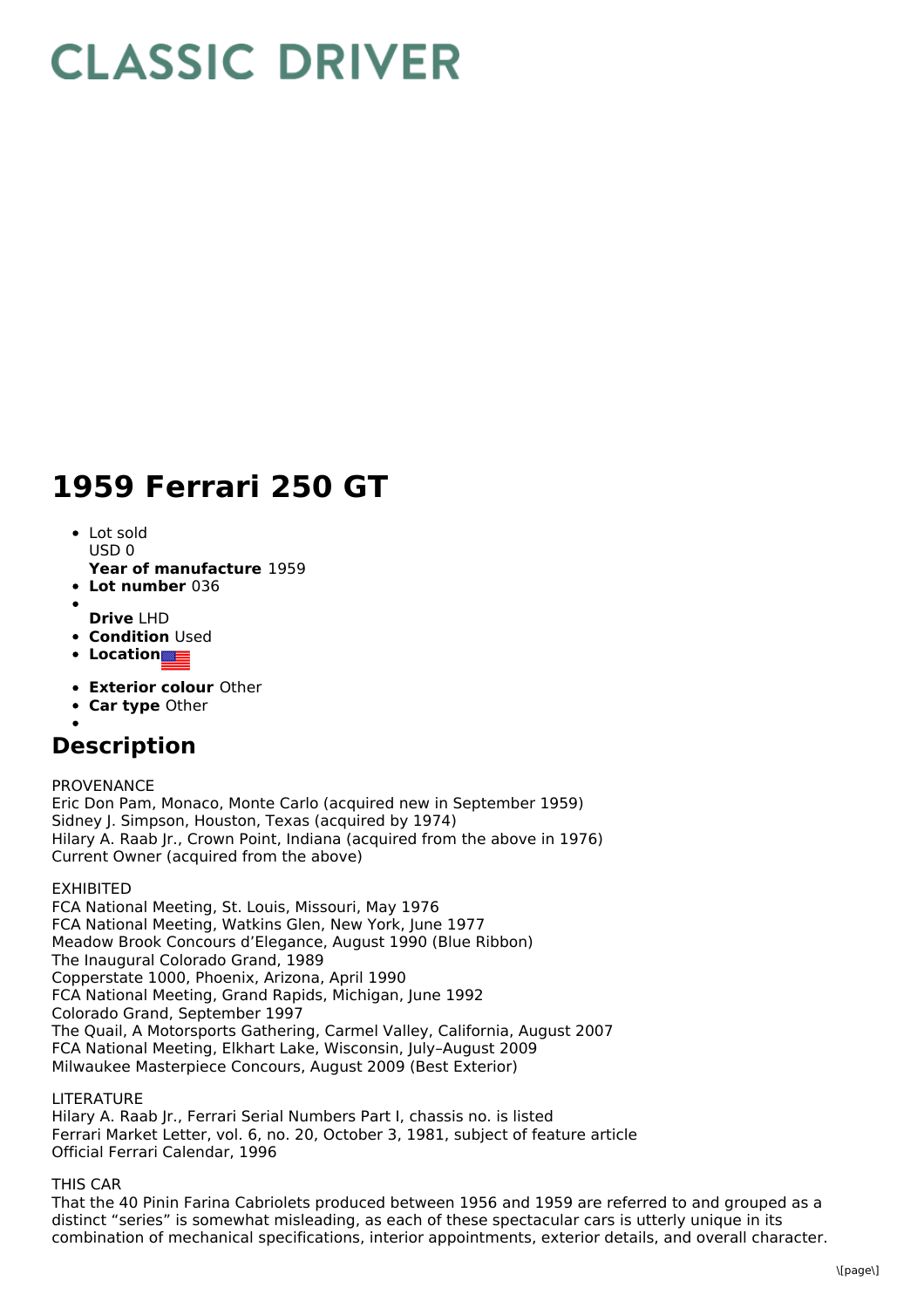# CLASSIC DRIVER

# 1959 Ferrari 250 GT

- Lot sold
  USD 0
  **Year of manufacture** 1959
- **Lot number** 036
- 
  **Drive** LHD
- **Condition** Used
- **Location**
- **Exterior colour** Other
- **Car type** Other
- 

## Description

PROVENANCE
Eric Don Pam, Monaco, Monte Carlo (acquired new in September 1959)
Sidney J. Simpson, Houston, Texas (acquired by 1974)
Hilary A. Raab Jr., Crown Point, Indiana (acquired from the above in 1976)
Current Owner (acquired from the above)

EXHIBITED
FCA National Meeting, St. Louis, Missouri, May 1976
FCA National Meeting, Watkins Glen, New York, June 1977
Meadow Brook Concours d'Elegance, August 1990 (Blue Ribbon)
The Inaugural Colorado Grand, 1989
Copperstate 1000, Phoenix, Arizona, April 1990
FCA National Meeting, Grand Rapids, Michigan, June 1992
Colorado Grand, September 1997
The Quail, A Motorsports Gathering, Carmel Valley, California, August 2007
FCA National Meeting, Elkhart Lake, Wisconsin, July–August 2009
Milwaukee Masterpiece Concours, August 2009 (Best Exterior)

LITERATURE
Hilary A. Raab Jr., Ferrari Serial Numbers Part I, chassis no. is listed
Ferrari Market Letter, vol. 6, no. 20, October 3, 1981, subject of feature article
Official Ferrari Calendar, 1996

THIS CAR
That the 40 Pinin Farina Cabriolets produced between 1956 and 1959 are referred to and grouped as a distinct "series" is somewhat misleading, as each of these spectacular cars is utterly unique in its combination of mechanical specifications, interior appointments, exterior details, and overall character.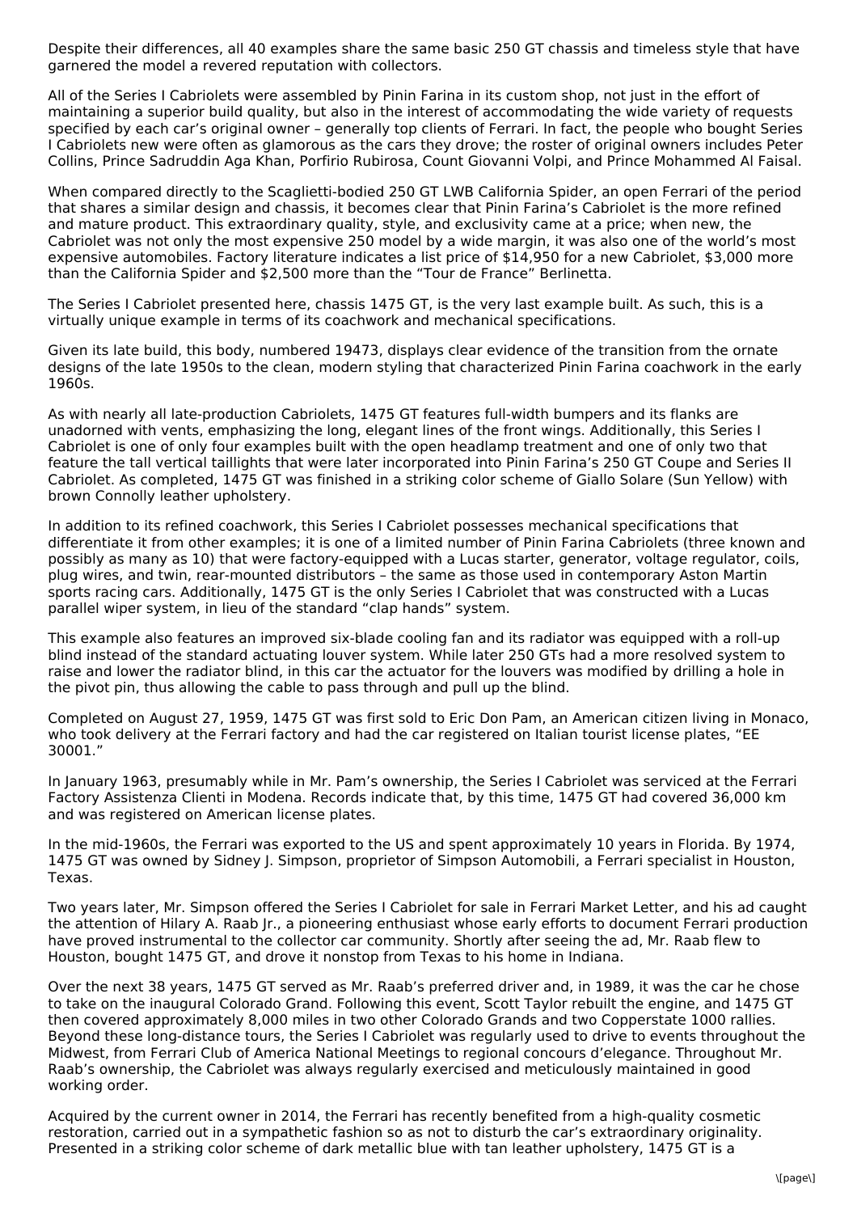Despite their differences, all 40 examples share the same basic 250 GT chassis and timeless style that have garnered the model a revered reputation with collectors.

All of the Series I Cabriolets were assembled by Pinin Farina in its custom shop, not just in the effort of maintaining a superior build quality, but also in the interest of accommodating the wide variety of requests specified by each car's original owner – generally top clients of Ferrari. In fact, the people who bought Series I Cabriolets new were often as glamorous as the cars they drove; the roster of original owners includes Peter Collins, Prince Sadruddin Aga Khan, Porfirio Rubirosa, Count Giovanni Volpi, and Prince Mohammed Al Faisal.

When compared directly to the Scaglietti-bodied 250 GT LWB California Spider, an open Ferrari of the period that shares a similar design and chassis, it becomes clear that Pinin Farina's Cabriolet is the more refined and mature product. This extraordinary quality, style, and exclusivity came at a price; when new, the Cabriolet was not only the most expensive 250 model by a wide margin, it was also one of the world's most expensive automobiles. Factory literature indicates a list price of $14,950 for a new Cabriolet, $3,000 more than the California Spider and $2,500 more than the "Tour de France" Berlinetta.

The Series I Cabriolet presented here, chassis 1475 GT, is the very last example built. As such, this is a virtually unique example in terms of its coachwork and mechanical specifications.

Given its late build, this body, numbered 19473, displays clear evidence of the transition from the ornate designs of the late 1950s to the clean, modern styling that characterized Pinin Farina coachwork in the early 1960s.

As with nearly all late-production Cabriolets, 1475 GT features full-width bumpers and its flanks are unadorned with vents, emphasizing the long, elegant lines of the front wings. Additionally, this Series I Cabriolet is one of only four examples built with the open headlamp treatment and one of only two that feature the tall vertical taillights that were later incorporated into Pinin Farina's 250 GT Coupe and Series II Cabriolet. As completed, 1475 GT was finished in a striking color scheme of Giallo Solare (Sun Yellow) with brown Connolly leather upholstery.

In addition to its refined coachwork, this Series I Cabriolet possesses mechanical specifications that differentiate it from other examples; it is one of a limited number of Pinin Farina Cabriolets (three known and possibly as many as 10) that were factory-equipped with a Lucas starter, generator, voltage regulator, coils, plug wires, and twin, rear-mounted distributors – the same as those used in contemporary Aston Martin sports racing cars. Additionally, 1475 GT is the only Series I Cabriolet that was constructed with a Lucas parallel wiper system, in lieu of the standard "clap hands" system.

This example also features an improved six-blade cooling fan and its radiator was equipped with a roll-up blind instead of the standard actuating louver system. While later 250 GTs had a more resolved system to raise and lower the radiator blind, in this car the actuator for the louvers was modified by drilling a hole in the pivot pin, thus allowing the cable to pass through and pull up the blind.

Completed on August 27, 1959, 1475 GT was first sold to Eric Don Pam, an American citizen living in Monaco, who took delivery at the Ferrari factory and had the car registered on Italian tourist license plates, "EE 30001."

In January 1963, presumably while in Mr. Pam's ownership, the Series I Cabriolet was serviced at the Ferrari Factory Assistenza Clienti in Modena. Records indicate that, by this time, 1475 GT had covered 36,000 km and was registered on American license plates.

In the mid-1960s, the Ferrari was exported to the US and spent approximately 10 years in Florida. By 1974, 1475 GT was owned by Sidney J. Simpson, proprietor of Simpson Automobili, a Ferrari specialist in Houston, Texas.

Two years later, Mr. Simpson offered the Series I Cabriolet for sale in Ferrari Market Letter, and his ad caught the attention of Hilary A. Raab Jr., a pioneering enthusiast whose early efforts to document Ferrari production have proved instrumental to the collector car community. Shortly after seeing the ad, Mr. Raab flew to Houston, bought 1475 GT, and drove it nonstop from Texas to his home in Indiana.

Over the next 38 years, 1475 GT served as Mr. Raab's preferred driver and, in 1989, it was the car he chose to take on the inaugural Colorado Grand. Following this event, Scott Taylor rebuilt the engine, and 1475 GT then covered approximately 8,000 miles in two other Colorado Grands and two Copperstate 1000 rallies. Beyond these long-distance tours, the Series I Cabriolet was regularly used to drive to events throughout the Midwest, from Ferrari Club of America National Meetings to regional concours d'elegance. Throughout Mr. Raab's ownership, the Cabriolet was always regularly exercised and meticulously maintained in good working order.

Acquired by the current owner in 2014, the Ferrari has recently benefited from a high-quality cosmetic restoration, carried out in a sympathetic fashion so as not to disturb the car's extraordinary originality. Presented in a striking color scheme of dark metallic blue with tan leather upholstery, 1475 GT is a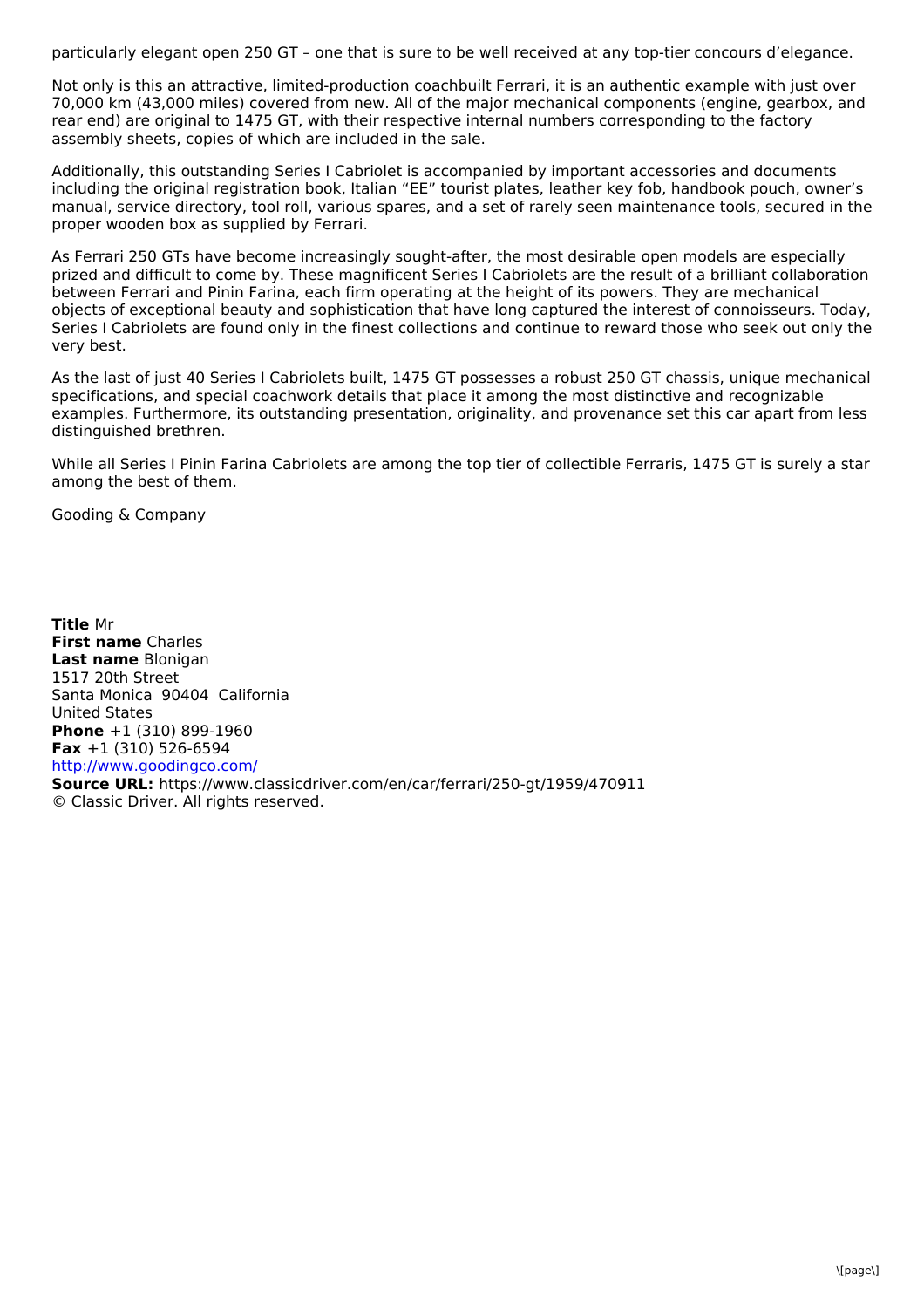particularly elegant open 250 GT – one that is sure to be well received at any top-tier concours d'elegance.

Not only is this an attractive, limited-production coachbuilt Ferrari, it is an authentic example with just over 70,000 km (43,000 miles) covered from new. All of the major mechanical components (engine, gearbox, and rear end) are original to 1475 GT, with their respective internal numbers corresponding to the factory assembly sheets, copies of which are included in the sale.

Additionally, this outstanding Series I Cabriolet is accompanied by important accessories and documents including the original registration book, Italian "EE" tourist plates, leather key fob, handbook pouch, owner's manual, service directory, tool roll, various spares, and a set of rarely seen maintenance tools, secured in the proper wooden box as supplied by Ferrari.

As Ferrari 250 GTs have become increasingly sought-after, the most desirable open models are especially prized and difficult to come by. These magnificent Series I Cabriolets are the result of a brilliant collaboration between Ferrari and Pinin Farina, each firm operating at the height of its powers. They are mechanical objects of exceptional beauty and sophistication that have long captured the interest of connoisseurs. Today, Series I Cabriolets are found only in the finest collections and continue to reward those who seek out only the very best.

As the last of just 40 Series I Cabriolets built, 1475 GT possesses a robust 250 GT chassis, unique mechanical specifications, and special coachwork details that place it among the most distinctive and recognizable examples. Furthermore, its outstanding presentation, originality, and provenance set this car apart from less distinguished brethren.

While all Series I Pinin Farina Cabriolets are among the top tier of collectible Ferraris, 1475 GT is surely a star among the best of them.

Gooding & Company

**Title** Mr
**First name** Charles
**Last name** Blonigan
1517 20th Street
Santa Monica 90404 California
United States
**Phone** +1 (310) 899-1960
**Fax** +1 (310) 526-6594
http://www.goodingco.com/
**Source URL:** https://www.classicdriver.com/en/car/ferrari/250-gt/1959/470911
© Classic Driver. All rights reserved.